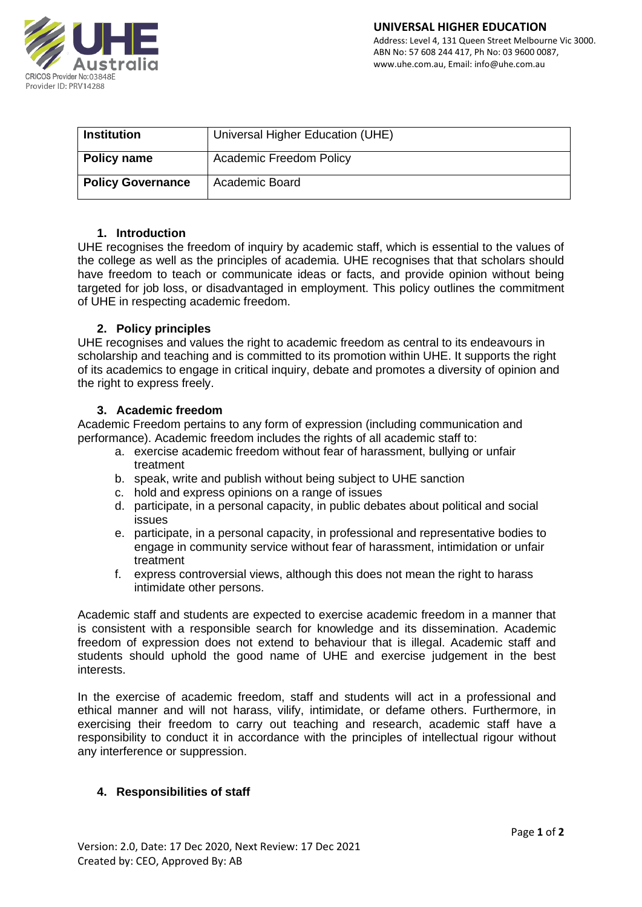**UNIVERSAL HIGHER EDUCATION**
Address: Level 4, 131 Queen Street Melbourne Vic 3000.
ABN No: 57 608 244 417, Ph No: 03 9600 0087,
www.uhe.com.au, Email: info@uhe.com.au

CRICOS Provider No:03848E
Provider ID: PRV14288

| **Institution** | Universal Higher Education (UHE) |
|---|---|
| **Policy name** | Academic Freedom Policy |
| **Policy Governance** | Academic Board |

## 1. Introduction

UHE recognises the freedom of inquiry by academic staff, which is essential to the values of the college as well as the principles of academia. UHE recognises that that scholars should have freedom to teach or communicate ideas or facts, and provide opinion without being targeted for job loss, or disadvantaged in employment. This policy outlines the commitment of UHE in respecting academic freedom.

## 2. Policy principles

UHE recognises and values the right to academic freedom as central to its endeavours in scholarship and teaching and is committed to its promotion within UHE. It supports the right of its academics to engage in critical inquiry, debate and promotes a diversity of opinion and the right to express freely.

## 3. Academic freedom

Academic Freedom pertains to any form of expression (including communication and performance). Academic freedom includes the rights of all academic staff to:

a. exercise academic freedom without fear of harassment, bullying or unfair treatment
b. speak, write and publish without being subject to UHE sanction
c. hold and express opinions on a range of issues
d. participate, in a personal capacity, in public debates about political and social issues
e. participate, in a personal capacity, in professional and representative bodies to engage in community service without fear of harassment, intimidation or unfair treatment
f. express controversial views, although this does not mean the right to harass intimidate other persons.

Academic staff and students are expected to exercise academic freedom in a manner that is consistent with a responsible search for knowledge and its dissemination. Academic freedom of expression does not extend to behaviour that is illegal. Academic staff and students should uphold the good name of UHE and exercise judgement in the best interests.

In the exercise of academic freedom, staff and students will act in a professional and ethical manner and will not harass, vilify, intimidate, or defame others. Furthermore, in exercising their freedom to carry out teaching and research, academic staff have a responsibility to conduct it in accordance with the principles of intellectual rigour without any interference or suppression.

## 4. Responsibilities of staff

Version: 2.0, Date: 17 Dec 2020, Next Review: 17 Dec 2021
Created by: CEO, Approved By: AB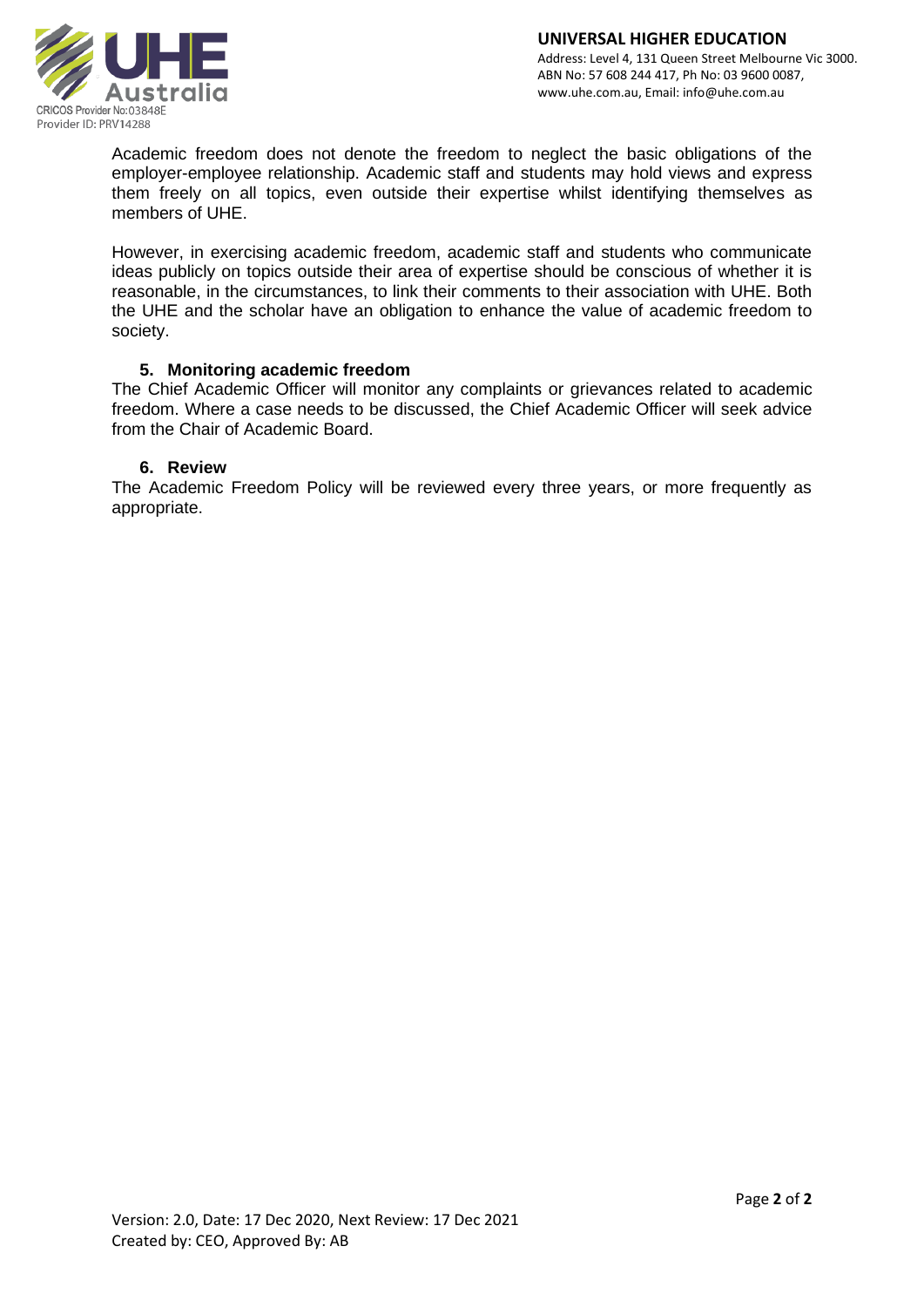Academic freedom does not denote the freedom to neglect the basic obligations of the employer-employee relationship. Academic staff and students may hold views and express them freely on all topics, even outside their expertise whilst identifying themselves as members of UHE.

However, in exercising academic freedom, academic staff and students who communicate ideas publicly on topics outside their area of expertise should be conscious of whether it is reasonable, in the circumstances, to link their comments to their association with UHE. Both the UHE and the scholar have an obligation to enhance the value of academic freedom to society.

### 5. Monitoring academic freedom

The Chief Academic Officer will monitor any complaints or grievances related to academic freedom. Where a case needs to be discussed, the Chief Academic Officer will seek advice from the Chair of Academic Board.

### 6. Review

The Academic Freedom Policy will be reviewed every three years, or more frequently as appropriate.